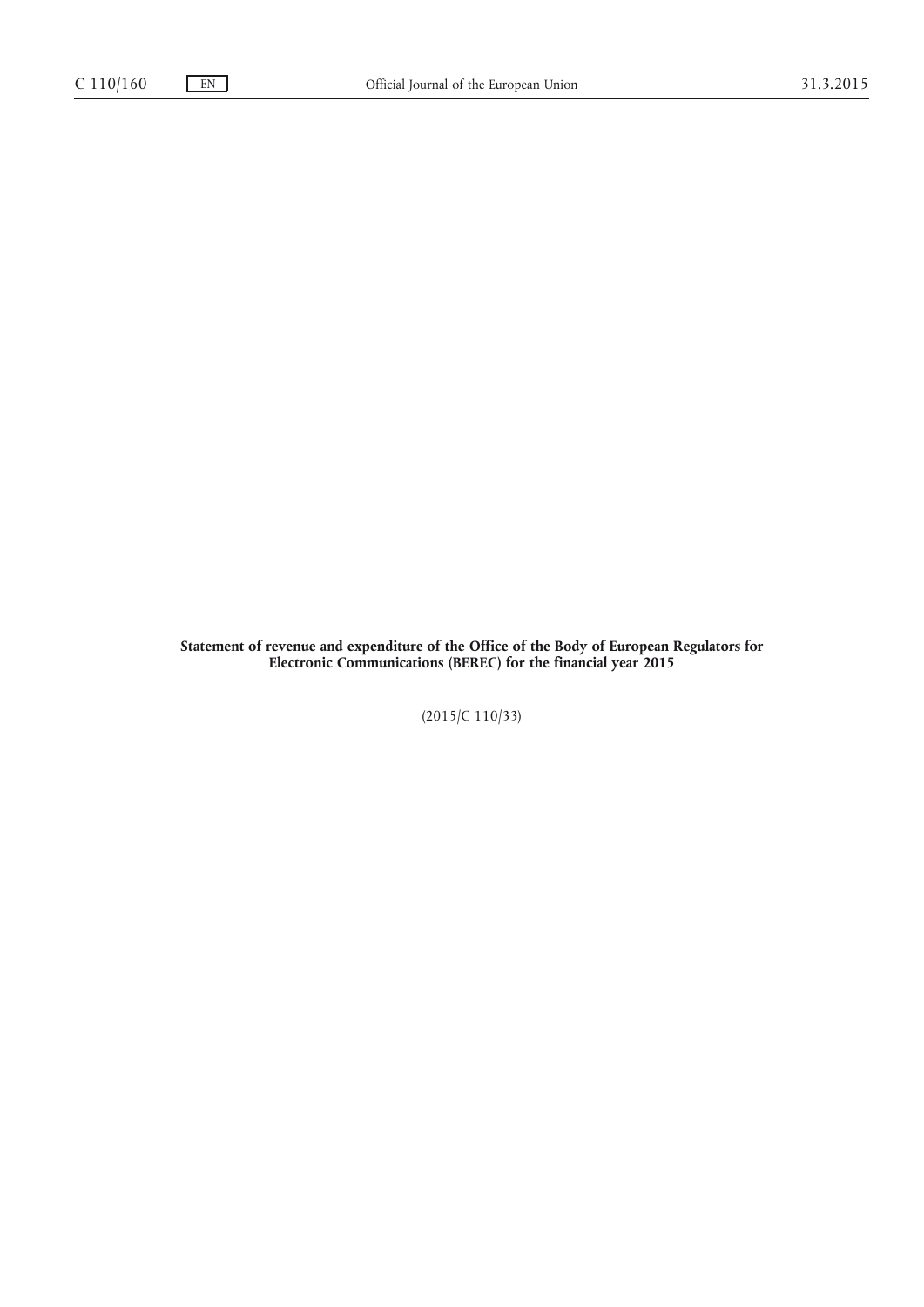**Statement of revenue and expenditure of the Office of the Body of European Regulators for Electronic Communications (BEREC) for the financial year 2015**

(2015/C 110/33)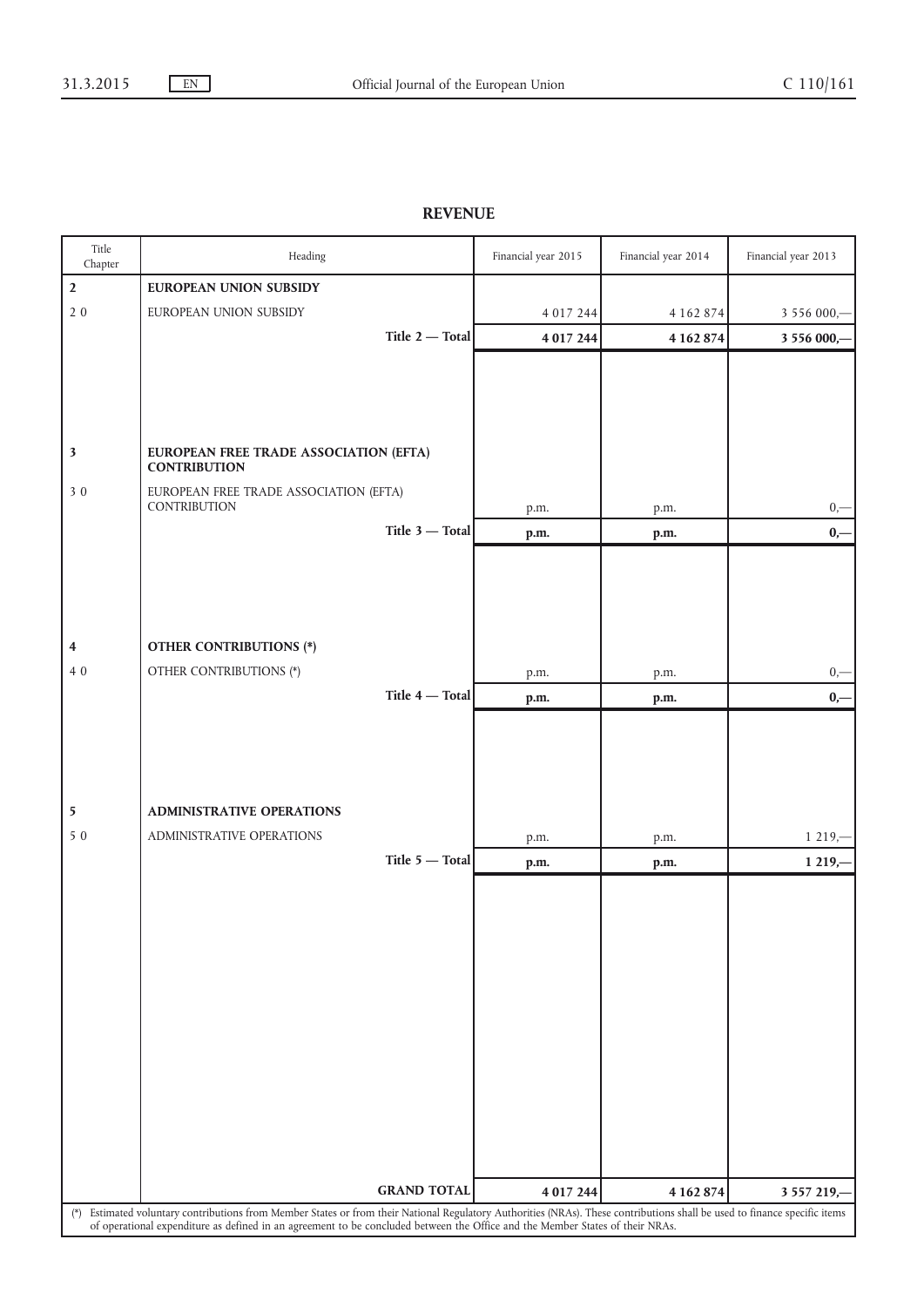## REVENUE

| Title Chapter | Heading | Financial year 2015 | Financial year 2014 | Financial year 2013 |
|---|---|---|---|---|
| **2** | **EUROPEAN UNION SUBSIDY** | | | |
| 2 0 | EUROPEAN UNION SUBSIDY | 4 017 244 | 4 162 874 | 3 556 000,— |
| | **Title 2 — Total** | **4 017 244** | **4 162 874** | **3 556 000,—** |
| **3** | **EUROPEAN FREE TRADE ASSOCIATION (EFTA) CONTRIBUTION** | | | |
| 3 0 | EUROPEAN FREE TRADE ASSOCIATION (EFTA) CONTRIBUTION | p.m. | p.m. | 0,— |
| | **Title 3 — Total** | **p.m.** | **p.m.** | **0,—** |
| **4** | **OTHER CONTRIBUTIONS (*)** | | | |
| 4 0 | OTHER CONTRIBUTIONS (*) | p.m. | p.m. | 0,— |
| | **Title 4 — Total** | **p.m.** | **p.m.** | **0,—** |
| **5** | **ADMINISTRATIVE OPERATIONS** | | | |
| 5 0 | ADMINISTRATIVE OPERATIONS | p.m. | p.m. | 1 219,— |
| | **Title 5 — Total** | **p.m.** | **p.m.** | **1 219,—** |
| | **GRAND TOTAL** | **4 017 244** | **4 162 874** | **3 557 219,—** |

(*) Estimated voluntary contributions from Member States or from their National Regulatory Authorities (NRAs). These contributions shall be used to finance specific items of operational expenditure as defined in an agreement to be concluded between the Office and the Member States of their NRAs.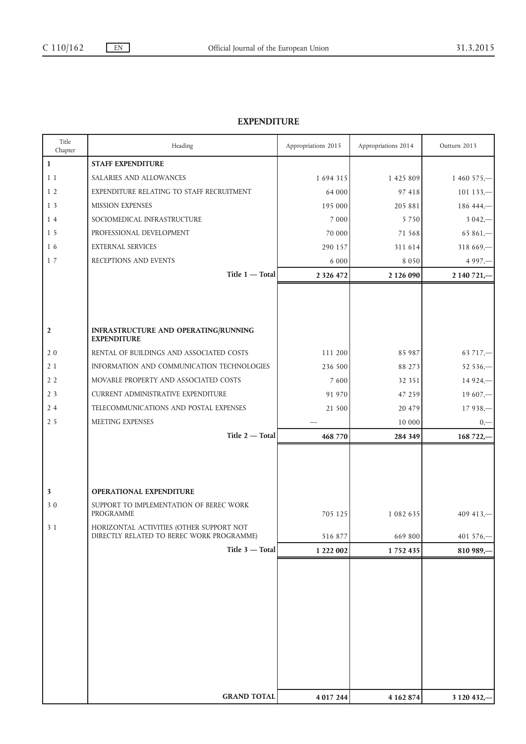## EXPENDITURE

| Title Chapter | Heading | Appropriations 2015 | Appropriations 2014 | Outturn 2013 |
|---|---|---|---|---|
| **1** | **STAFF EXPENDITURE** | | | |
| 1 1 | SALARIES AND ALLOWANCES | 1 694 315 | 1 425 809 | 1 460 575,— |
| 1 2 | EXPENDITURE RELATING TO STAFF RECRUITMENT | 64 000 | 97 418 | 101 133,— |
| 1 3 | MISSION EXPENSES | 195 000 | 205 881 | 186 444,— |
| 1 4 | SOCIOMEDICAL INFRASTRUCTURE | 7 000 | 5 750 | 3 042,— |
| 1 5 | PROFESSIONAL DEVELOPMENT | 70 000 | 71 568 | 65 861,— |
| 1 6 | EXTERNAL SERVICES | 290 157 | 311 614 | 318 669,— |
| 1 7 | RECEPTIONS AND EVENTS | 6 000 | 8 050 | 4 997,— |
| | **Title 1 — Total** | **2 326 472** | **2 126 090** | **2 140 721,—** |
| **2** | **INFRASTRUCTURE AND OPERATING/RUNNING EXPENDITURE** | | | |
| 2 0 | RENTAL OF BUILDINGS AND ASSOCIATED COSTS | 111 200 | 85 987 | 63 717,— |
| 2 1 | INFORMATION AND COMMUNICATION TECHNOLOGIES | 236 500 | 88 273 | 52 536,— |
| 2 2 | MOVABLE PROPERTY AND ASSOCIATED COSTS | 7 600 | 32 351 | 14 924,— |
| 2 3 | CURRENT ADMINISTRATIVE EXPENDITURE | 91 970 | 47 259 | 19 607,— |
| 2 4 | TELECOMMUNICATIONS AND POSTAL EXPENSES | 21 500 | 20 479 | 17 938,— |
| 2 5 | MEETING EXPENSES | — | 10 000 | 0,— |
| | **Title 2 — Total** | **468 770** | **284 349** | **168 722,—** |
| **3** | **OPERATIONAL EXPENDITURE** | | | |
| 3 0 | SUPPORT TO IMPLEMENTATION OF BEREC WORK PROGRAMME | 705 125 | 1 082 635 | 409 413,— |
| 3 1 | HORIZONTAL ACTIVITIES (OTHER SUPPORT NOT DIRECTLY RELATED TO BEREC WORK PROGRAMME) | 516 877 | 669 800 | 401 576,— |
| | **Title 3 — Total** | **1 222 002** | **1 752 435** | **810 989,—** |
| | **GRAND TOTAL** | **4 017 244** | **4 162 874** | **3 120 432,—** |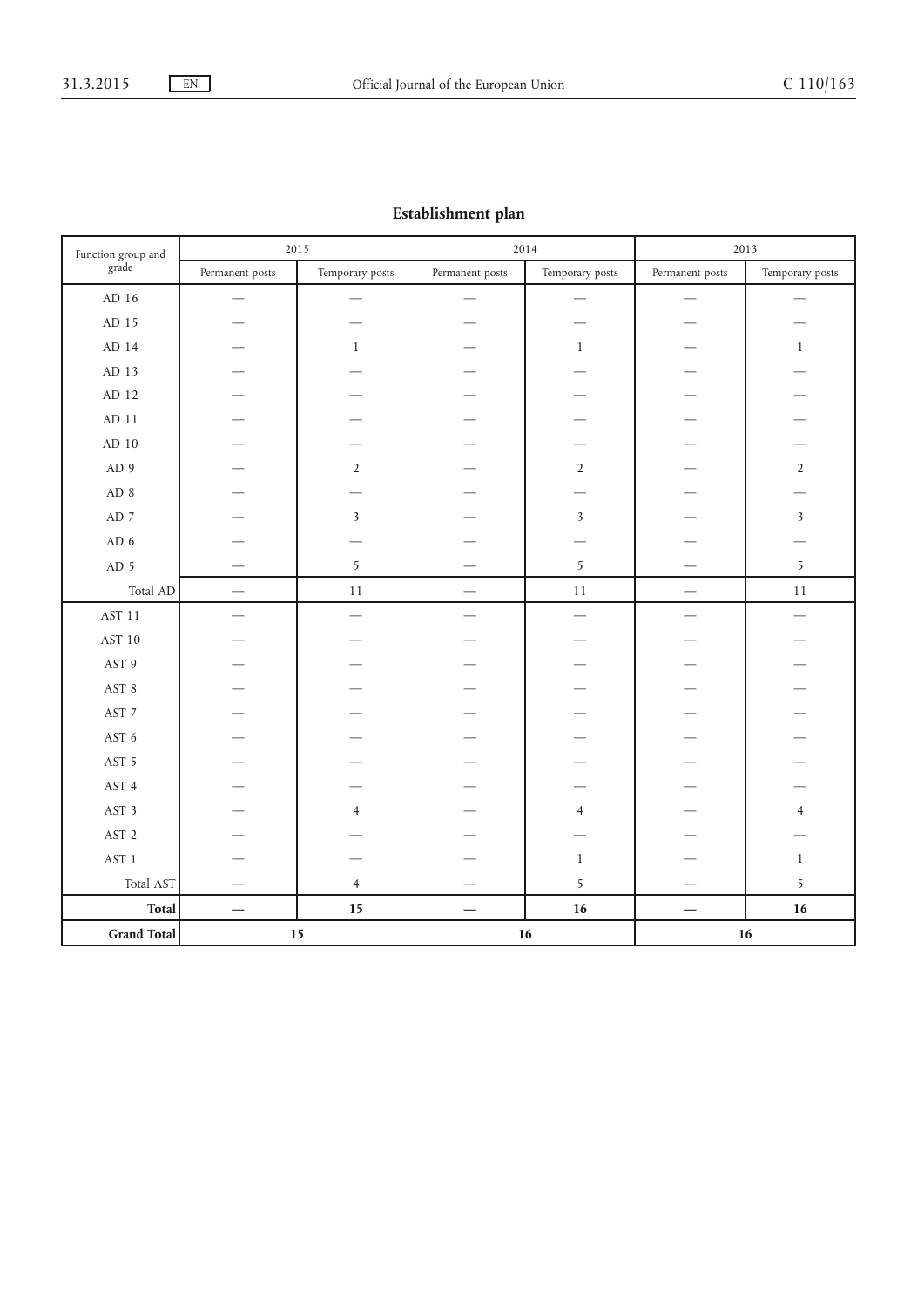## Establishment plan

| Function group and grade | 2015 | | 2014 | | 2013 | |
|---|---|---|---|---|---|---|
| | Permanent posts | Temporary posts | Permanent posts | Temporary posts | Permanent posts | Temporary posts |
| AD 16 | — | — | — | — | — | — |
| AD 15 | — | — | — | — | — | — |
| AD 14 | — | 1 | — | 1 | — | 1 |
| AD 13 | — | — | — | — | — | — |
| AD 12 | — | — | — | — | — | — |
| AD 11 | — | — | — | — | — | — |
| AD 10 | — | — | — | — | — | — |
| AD 9 | — | 2 | — | 2 | — | 2 |
| AD 8 | — | — | — | — | — | — |
| AD 7 | — | 3 | — | 3 | — | 3 |
| AD 6 | — | — | — | — | — | — |
| AD 5 | — | 5 | — | 5 | — | 5 |
| Total AD | — | 11 | — | 11 | — | 11 |
| AST 11 | — | — | — | — | — | — |
| AST 10 | — | — | — | — | — | — |
| AST 9 | — | — | — | — | — | — |
| AST 8 | — | — | — | — | — | — |
| AST 7 | — | — | — | — | — | — |
| AST 6 | — | — | — | — | — | — |
| AST 5 | — | — | — | — | — | — |
| AST 4 | — | — | — | — | — | — |
| AST 3 | — | 4 | — | 4 | — | 4 |
| AST 2 | — | — | — | — | — | — |
| AST 1 | — | — | — | 1 | — | 1 |
| Total AST | — | 4 | — | 5 | — | 5 |
| **Total** | **—** | **15** | **—** | **16** | **—** | **16** |
| **Grand Total** | **15** | | **16** | | **16** | |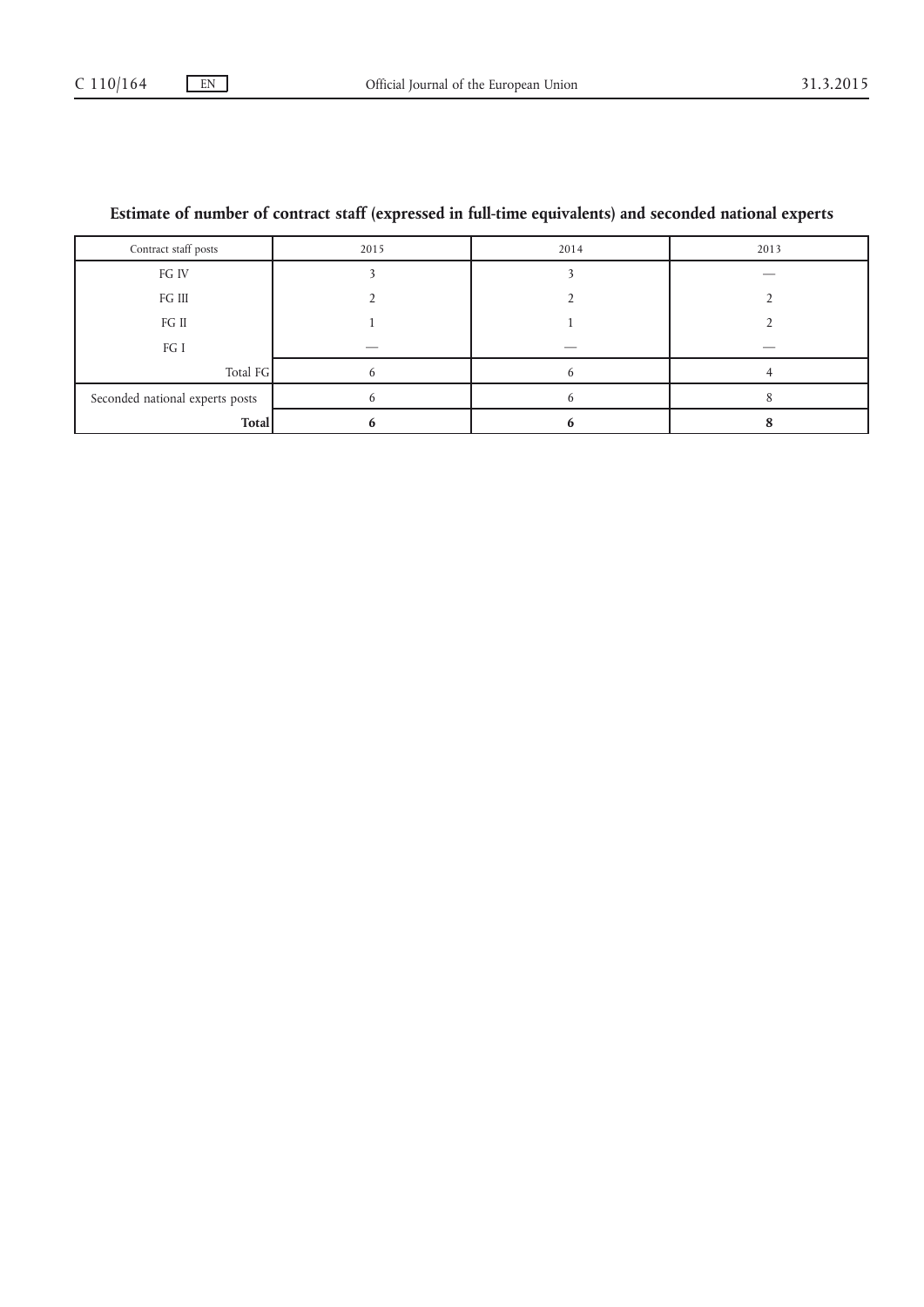## Estimate of number of contract staff (expressed in full-time equivalents) and seconded national experts

| Contract staff posts | 2015 | 2014 | 2013 |
|---|---|---|---|
| FG IV | 3 | 3 | — |
| FG III | 2 | 2 | 2 |
| FG II | 1 | 1 | 2 |
| FG I | — | — | — |
| Total FG | 6 | 6 | 4 |
| Seconded national experts posts | 6 | 6 | 8 |
| **Total** | **6** | **6** | **8** |